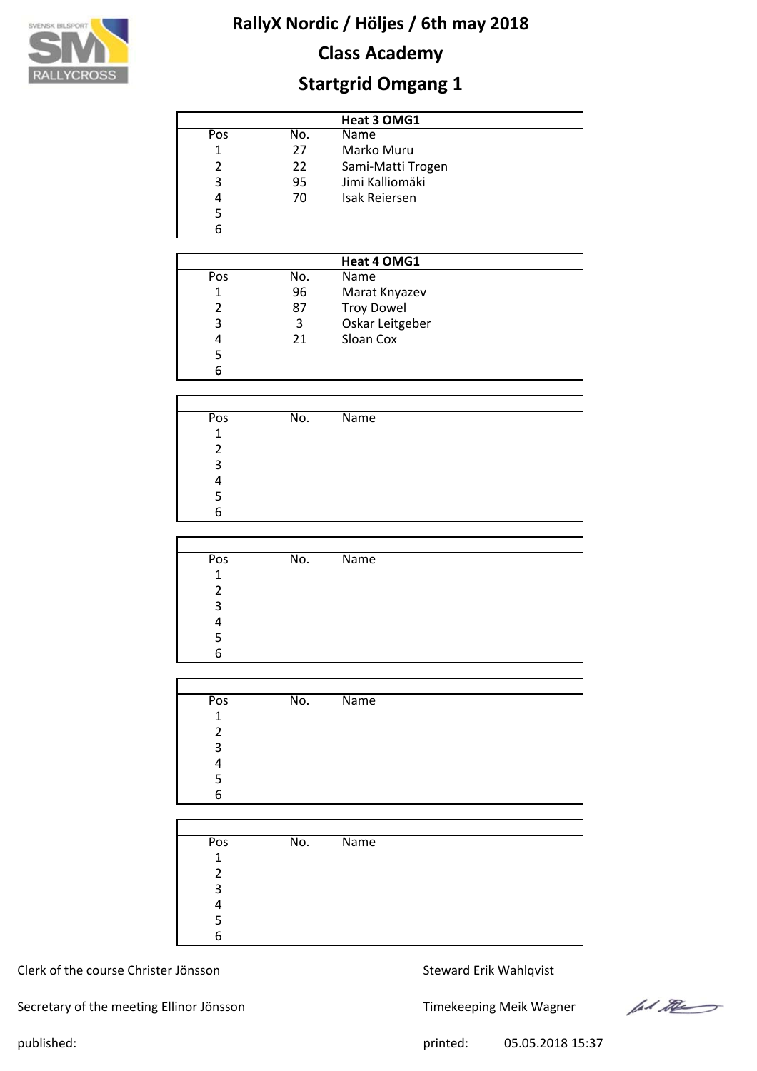# RallyX Nordic / Höljes / 6th may 2018

## Class Academy

## Startgrid Omgang 1

| Heat 3 OMG1 | | |
|---|---|---|
| Pos | No. | Name |
| 1 | 27 | Marko Muru |
| 2 | 22 | Sami-Matti Trogen |
| 3 | 95 | Jimi Kalliomäki |
| 4 | 70 | Isak Reiersen |
| 5 | | |
| 6 | | |

| Heat 4 OMG1 | | |
|---|---|---|
| Pos | No. | Name |
| 1 | 96 | Marat Knyazev |
| 2 | 87 | Troy Dowel |
| 3 | 3 | Oskar Leitgeber |
| 4 | 21 | Sloan Cox |
| 5 | | |
| 6 | | |

| Pos | No. | Name |
|---|---|---|
| 1 | | |
| 2 | | |
| 3 | | |
| 4 | | |
| 5 | | |
| 6 | | |

| Pos | No. | Name |
|---|---|---|
| 1 | | |
| 2 | | |
| 3 | | |
| 4 | | |
| 5 | | |
| 6 | | |

| Pos | No. | Name |
|---|---|---|
| 1 | | |
| 2 | | |
| 3 | | |
| 4 | | |
| 5 | | |
| 6 | | |

| Pos | No. | Name |
|---|---|---|
| 1 | | |
| 2 | | |
| 3 | | |
| 4 | | |
| 5 | | |
| 6 | | |

Clerk of the course Christer Jönsson

Steward Erik Wahlqvist

Secretary of the meeting Ellinor Jönsson

Timekeeping Meik Wagner

published:

printed: 05.05.2018 15:37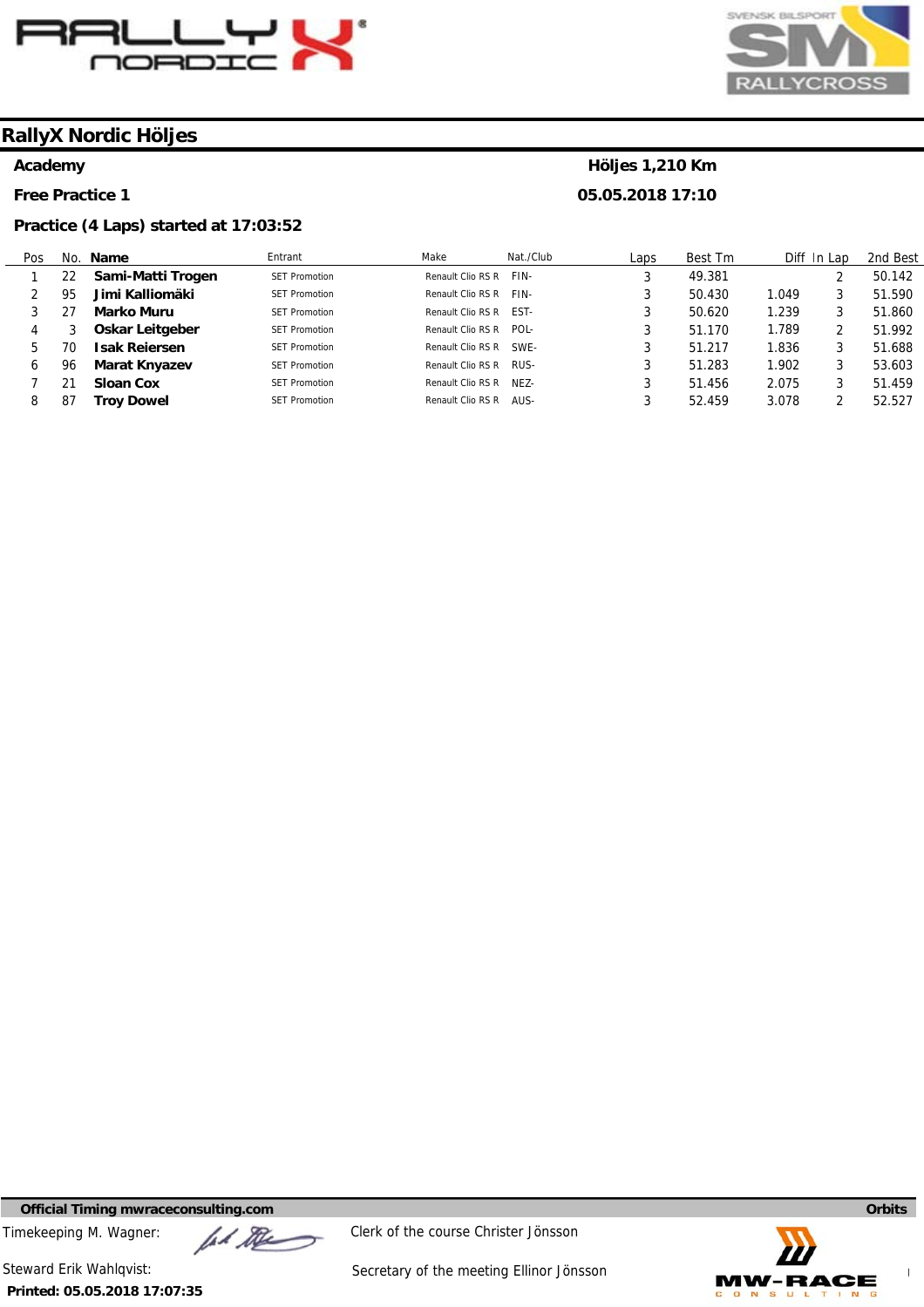# RallyX Nordic Höljes

**Academy** — **Höljes 1,210 Km**

**Free Practice 1** — **05.05.2018 17:10**

**Practice (4 Laps) started at 17:03:52**

| Pos | No. | Name | Entrant | Make | Nat./Club | Laps | Best Tm | Diff | In Lap | 2nd Best |
|---|---|---|---|---|---|---|---|---|---|---|
| 1 | 22 | **Sami-Matti Trogen** | SET Promotion | Renault Clio RS R | FIN- | 3 | 49.381 | | 2 | 50.142 |
| 2 | 95 | **Jimi Kalliomäki** | SET Promotion | Renault Clio RS R | FIN- | 3 | 50.430 | 1.049 | 3 | 51.590 |
| 3 | 27 | **Marko Muru** | SET Promotion | Renault Clio RS R | EST- | 3 | 50.620 | 1.239 | 3 | 51.860 |
| 4 | 3 | **Oskar Leitgeber** | SET Promotion | Renault Clio RS R | POL- | 3 | 51.170 | 1.789 | 2 | 51.992 |
| 5 | 70 | **Isak Reiersen** | SET Promotion | Renault Clio RS R | SWE- | 3 | 51.217 | 1.836 | 3 | 51.688 |
| 6 | 96 | **Marat Knyazev** | SET Promotion | Renault Clio RS R | RUS- | 3 | 51.283 | 1.902 | 3 | 53.603 |
| 7 | 21 | **Sloan Cox** | SET Promotion | Renault Clio RS R | NEZ- | 3 | 51.456 | 2.075 | 3 | 51.459 |
| 8 | 87 | **Troy Dowel** | SET Promotion | Renault Clio RS R | AUS- | 3 | 52.459 | 3.078 | 2 | 52.527 |

**Official Timing mwraceconsulting.com** — **Orbits**

Timekeeping M. Wagner:

Clerk of the course Christer Jönsson

Steward Erik Wahlqvist:

Secretary of the meeting Ellinor Jönsson

**Printed: 05.05.2018 17:07:35**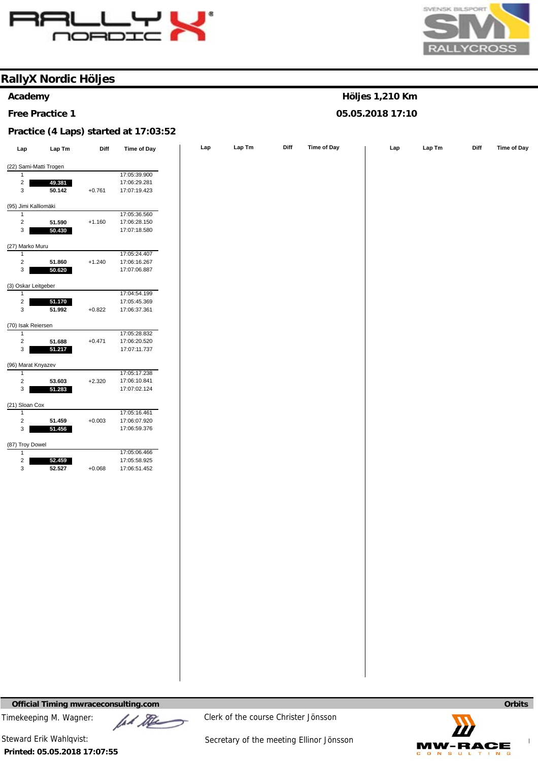# RallyX Nordic Höljes

**Academy** — **Höljes 1,210 Km**

**Free Practice 1** — **05.05.2018 17:10**

**Practice (4 Laps) started at 17:03:52**

| Lap | Lap Tm | Diff | Time of Day |
|---|---|---|---|
| **(22) Sami-Matti Trogen** | | | |
| 1 | | | 17:05:39.900 |
| 2 | **49.381** | | 17:06:29.281 |
| 3 | 50.142 | +0.761 | 17:07:19.423 |
| **(95) Jimi Kalliomäki** | | | |
| 1 | | | 17:05:36.560 |
| 2 | 51.590 | +1.160 | 17:06:28.150 |
| 3 | **50.430** | | 17:07:18.580 |
| **(27) Marko Muru** | | | |
| 1 | | | 17:05:24.407 |
| 2 | 51.860 | +1.240 | 17:06:16.267 |
| 3 | **50.620** | | 17:07:06.887 |
| **(3) Oskar Leitgeber** | | | |
| 1 | | | 17:04:54.199 |
| 2 | **51.170** | | 17:05:45.369 |
| 3 | 51.992 | +0.822 | 17:06:37.361 |
| **(70) Isak Reiersen** | | | |
| 1 | | | 17:05:28.832 |
| 2 | 51.688 | +0.471 | 17:06:20.520 |
| 3 | **51.217** | | 17:07:11.737 |
| **(96) Marat Knyazev** | | | |
| 1 | | | 17:05:17.238 |
| 2 | 53.603 | +2.320 | 17:06:10.841 |
| 3 | **51.283** | | 17:07:02.124 |
| **(21) Sloan Cox** | | | |
| 1 | | | 17:05:16.461 |
| 2 | 51.459 | +0.003 | 17:06:07.920 |
| 3 | **51.456** | | 17:06:59.376 |
| **(87) Troy Dowel** | | | |
| 1 | | | 17:05:06.466 |
| 2 | **52.459** | | 17:05:58.925 |
| 3 | 52.527 | +0.068 | 17:06:51.452 |

**Official Timing mwraceconsulting.com** — **Orbits**

Timekeeping M. Wagner:

Clerk of the course Christer Jönsson

Steward Erik Wahlqvist:

Secretary of the meeting Ellinor Jönsson

**Printed: 05.05.2018 17:07:55**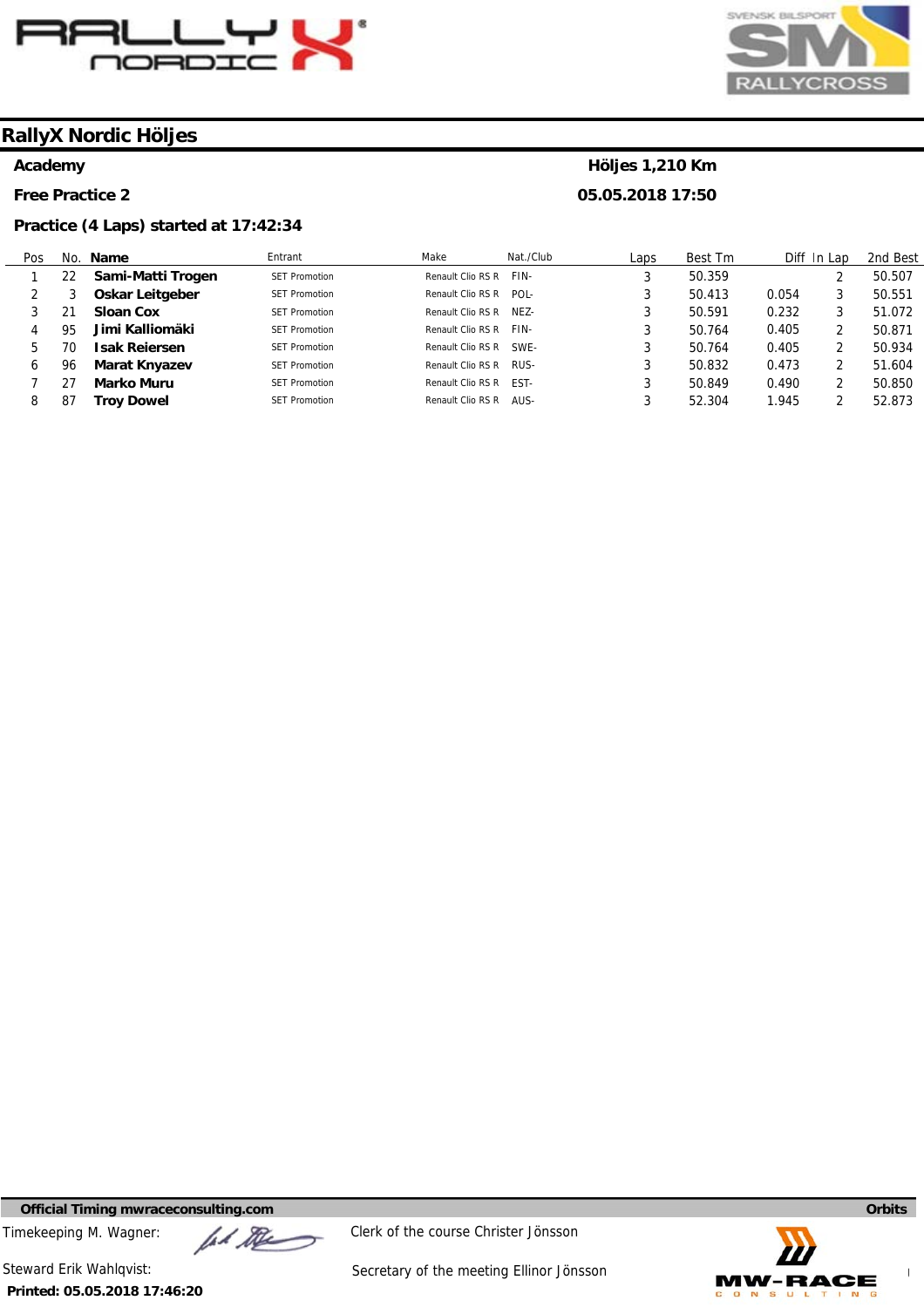# RallyX Nordic Höljes

**Academy** — **Höljes 1,210 Km**

**Free Practice 2** — **05.05.2018 17:50**

**Practice (4 Laps) started at 17:42:34**

| Pos | No. | Name | Entrant | Make | Nat./Club | Laps | Best Tm | Diff | In Lap | 2nd Best |
|---|---|---|---|---|---|---|---|---|---|---|
| 1 | 22 | **Sami-Matti Trogen** | SET Promotion | Renault Clio RS R | FIN- | 3 | 50.359 | | 2 | 50.507 |
| 2 | 3 | **Oskar Leitgeber** | SET Promotion | Renault Clio RS R | POL- | 3 | 50.413 | 0.054 | 3 | 50.551 |
| 3 | 21 | **Sloan Cox** | SET Promotion | Renault Clio RS R | NEZ- | 3 | 50.591 | 0.232 | 3 | 51.072 |
| 4 | 95 | **Jimi Kalliomäki** | SET Promotion | Renault Clio RS R | FIN- | 3 | 50.764 | 0.405 | 2 | 50.871 |
| 5 | 70 | **Isak Reiersen** | SET Promotion | Renault Clio RS R | SWE- | 3 | 50.764 | 0.405 | 2 | 50.934 |
| 6 | 96 | **Marat Knyazev** | SET Promotion | Renault Clio RS R | RUS- | 3 | 50.832 | 0.473 | 2 | 51.604 |
| 7 | 27 | **Marko Muru** | SET Promotion | Renault Clio RS R | EST- | 3 | 50.849 | 0.490 | 2 | 50.850 |
| 8 | 87 | **Troy Dowel** | SET Promotion | Renault Clio RS R | AUS- | 3 | 52.304 | 1.945 | 2 | 52.873 |

**Official Timing mwraceconsulting.com** — **Orbits**

Timekeeping M. Wagner:

Clerk of the course Christer Jönsson

Steward Erik Wahlqvist:

Secretary of the meeting Ellinor Jönsson

**Printed: 05.05.2018 17:46:20**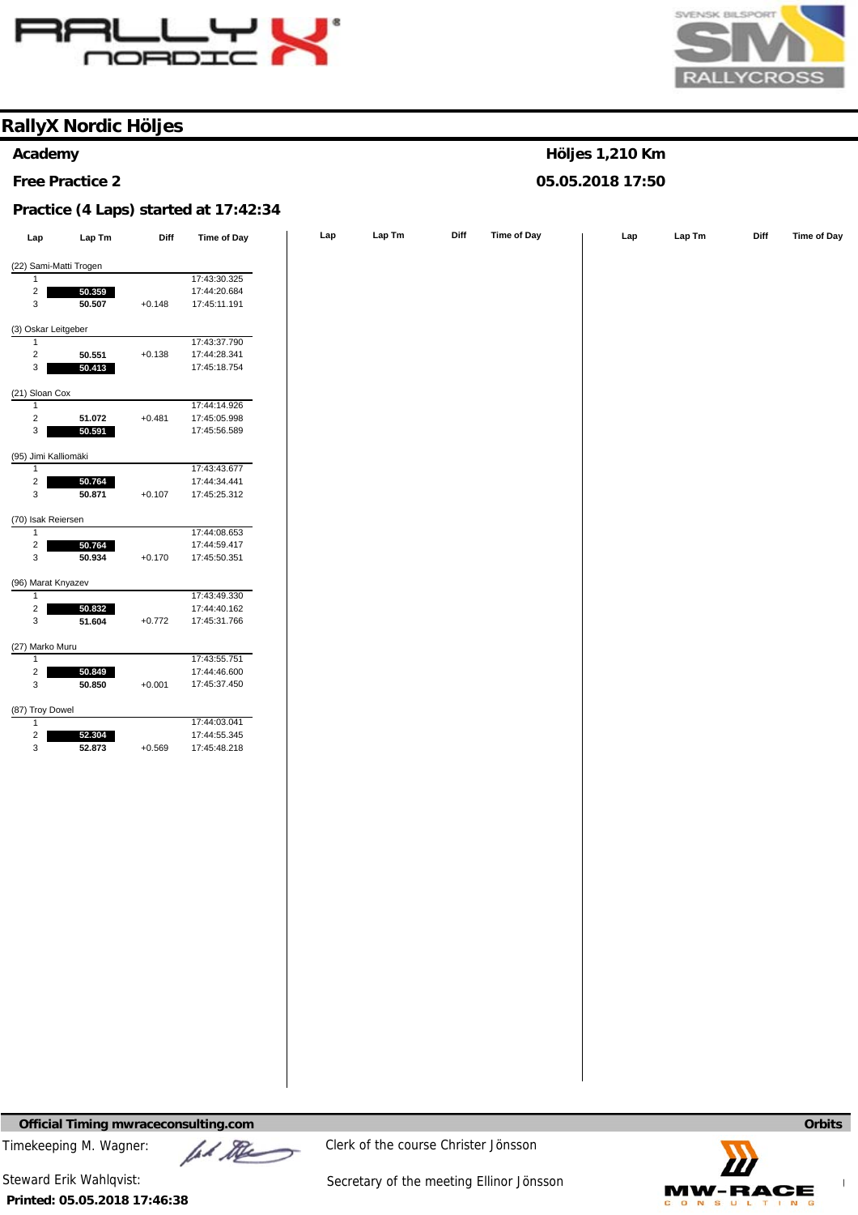## RallyX Nordic Höljes

**Academy** — **Höljes 1,210 Km**

**Free Practice 2** — **05.05.2018 17:50**

**Practice (4 Laps) started at 17:42:34**

| Lap | Lap Tm | Diff | Time of Day |
|---|---|---|---|
| **(22) Sami-Matti Trogen** | | | |
| 1 | | | 17:43:30.325 |
| 2 | **50.359** | | 17:44:20.684 |
| 3 | **50.507** | +0.148 | 17:45:11.191 |
| **(3) Oskar Leitgeber** | | | |
| 1 | | | 17:43:37.790 |
| 2 | **50.551** | +0.138 | 17:44:28.341 |
| 3 | **50.413** | | 17:45:18.754 |
| **(21) Sloan Cox** | | | |
| 1 | | | 17:44:14.926 |
| 2 | **51.072** | +0.481 | 17:45:05.998 |
| 3 | **50.591** | | 17:45:56.589 |
| **(95) Jimi Kalliomäki** | | | |
| 1 | | | 17:43:43.677 |
| 2 | **50.764** | | 17:44:34.441 |
| 3 | **50.871** | +0.107 | 17:45:25.312 |
| **(70) Isak Reiersen** | | | |
| 1 | | | 17:44:08.653 |
| 2 | **50.764** | | 17:44:59.417 |
| 3 | **50.934** | +0.170 | 17:45:50.351 |
| **(96) Marat Knyazev** | | | |
| 1 | | | 17:43:49.330 |
| 2 | **50.832** | | 17:44:40.162 |
| 3 | **51.604** | +0.772 | 17:45:31.766 |
| **(27) Marko Muru** | | | |
| 1 | | | 17:43:55.751 |
| 2 | **50.849** | | 17:44:46.600 |
| 3 | **50.850** | +0.001 | 17:45:37.450 |
| **(87) Troy Dowel** | | | |
| 1 | | | 17:44:03.041 |
| 2 | **52.304** | | 17:44:55.345 |
| 3 | **52.873** | +0.569 | 17:45:48.218 |

**Official Timing mwraceconsulting.com** — **Orbits**

Timekeeping M. Wagner:

Clerk of the course Christer Jönsson

Steward Erik Wahlqvist:

Secretary of the meeting Ellinor Jönsson

**Printed: 05.05.2018 17:46:38**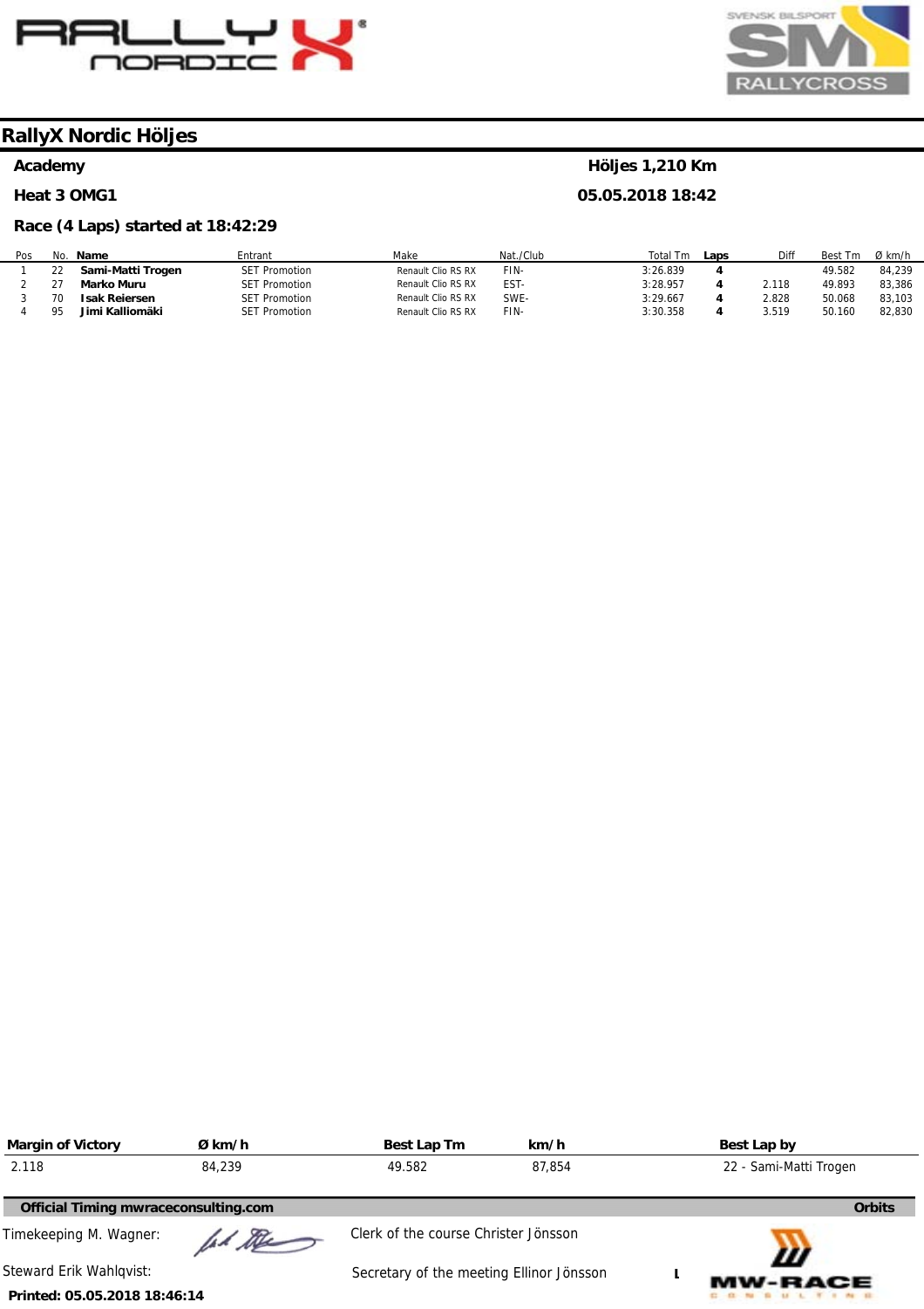# RallyX Nordic Höljes

**Academy** — **Höljes 1,210 Km**

**Heat 3 OMG1** — **05.05.2018 18:42**

**Race (4 Laps) started at 18:42:29**

| Pos | No. | Name | Entrant | Make | Nat./Club | Total Tm | Laps | Diff | Best Tm | Ø km/h |
|---|---|---|---|---|---|---|---|---|---|---|
| 1 | 22 | **Sami-Matti Trogen** | SET Promotion | Renault Clio RS RX | FIN- | 3:26.839 | **4** | | 49.582 | 84,239 |
| 2 | 27 | **Marko Muru** | SET Promotion | Renault Clio RS RX | EST- | 3:28.957 | **4** | 2.118 | 49.893 | 83,386 |
| 3 | 70 | **Isak Reiersen** | SET Promotion | Renault Clio RS RX | SWE- | 3:29.667 | **4** | 2.828 | 50.068 | 83,103 |
| 4 | 95 | **Jimi Kalliomäki** | SET Promotion | Renault Clio RS RX | FIN- | 3:30.358 | **4** | 3.519 | 50.160 | 82,830 |

| Margin of Victory | Ø km/h | Best Lap Tm | km/h | Best Lap by |
|---|---|---|---|---|
| 2.118 | 84,239 | 49.582 | 87,854 | 22 - Sami-Matti Trogen |

**Official Timing mwraceconsulting.com** — **Orbits**

Timekeeping M. Wagner:

Clerk of the course Christer Jönsson

Steward Erik Wahlqvist:

Secretary of the meeting Ellinor Jönsson

**Printed: 05.05.2018 18:46:14**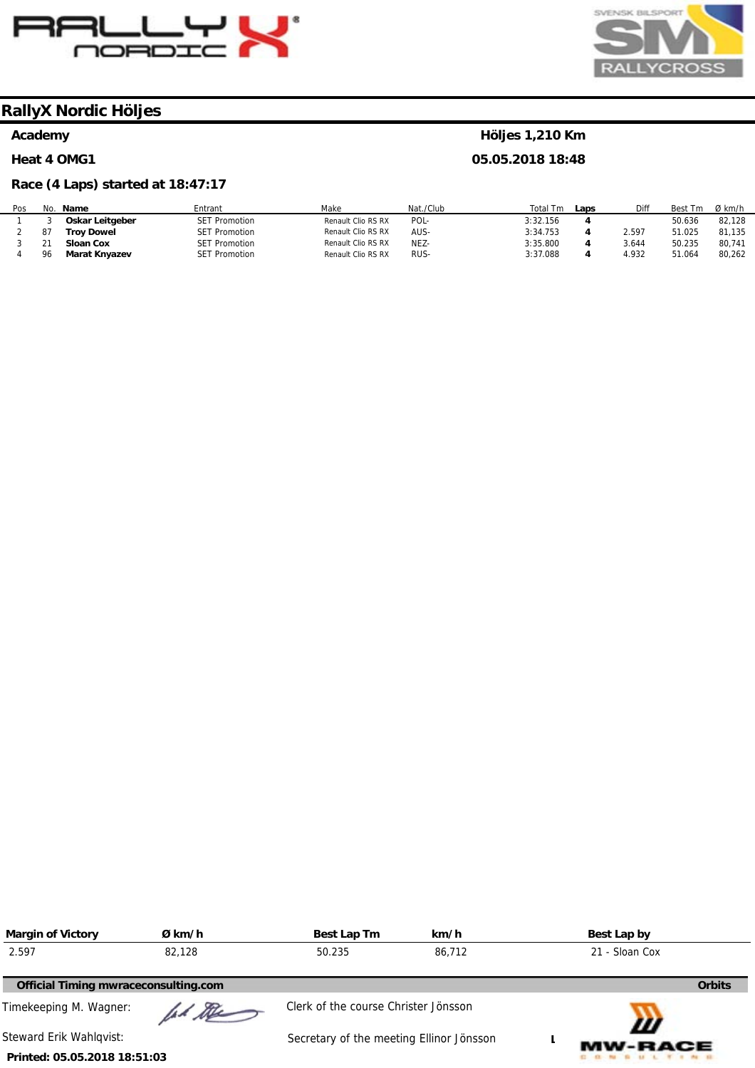# RallyX Nordic Höljes

**Academy** | **Höljes 1,210 Km**

**Heat 4 OMG1** | **05.05.2018 18:48**

**Race (4 Laps) started at 18:47:17**

| Pos | No. | Name | Entrant | Make | Nat./Club | Total Tm | Laps | Diff | Best Tm | Ø km/h |
|---|---|---|---|---|---|---|---|---|---|---|
| 1 | 3 | **Oskar Leitgeber** | SET Promotion | Renault Clio RS RX | POL- | 3:32.156 | **4** | | 50.636 | 82,128 |
| 2 | 87 | **Troy Dowel** | SET Promotion | Renault Clio RS RX | AUS- | 3:34.753 | **4** | 2.597 | 51.025 | 81,135 |
| 3 | 21 | **Sloan Cox** | SET Promotion | Renault Clio RS RX | NEZ- | 3:35.800 | **4** | 3.644 | 50.235 | 80,741 |
| 4 | 96 | **Marat Knyazev** | SET Promotion | Renault Clio RS RX | RUS- | 3:37.088 | **4** | 4.932 | 51.064 | 80,262 |

| Margin of Victory | Ø km/h | Best Lap Tm | km/h | Best Lap by |
|---|---|---|---|---|
| 2.597 | 82,128 | 50.235 | 86,712 | 21 - Sloan Cox |

**Official Timing mwraceconsulting.com** **Orbits**

Timekeeping M. Wagner: Clerk of the course Christer Jönsson

Steward Erik Wahlqvist: Secretary of the meeting Ellinor Jönsson

**Printed: 05.05.2018 18:51:03**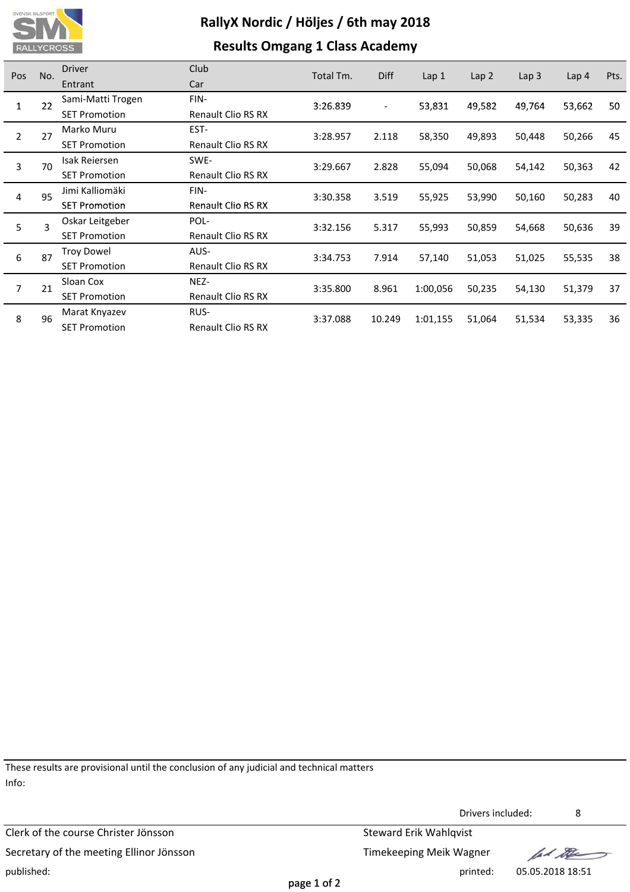# RallyX Nordic / Höljes / 6th may 2018

## Results Omgang 1 Class Academy

| Pos | No. | Driver / Entrant | Club / Car | Total Tm. | Diff | Lap 1 | Lap 2 | Lap 3 | Lap 4 | Pts. |
|---|---|---|---|---|---|---|---|---|---|---|
| 1 | 22 | Sami-Matti Trogen / SET Promotion | FIN- / Renault Clio RS RX | 3:26.839 | - | 53,831 | 49,582 | 49,764 | 53,662 | 50 |
| 2 | 27 | Marko Muru / SET Promotion | EST- / Renault Clio RS RX | 3:28.957 | 2.118 | 58,350 | 49,893 | 50,448 | 50,266 | 45 |
| 3 | 70 | Isak Reiersen / SET Promotion | SWE- / Renault Clio RS RX | 3:29.667 | 2.828 | 55,094 | 50,068 | 54,142 | 50,363 | 42 |
| 4 | 95 | Jimi Kalliomäki / SET Promotion | FIN- / Renault Clio RS RX | 3:30.358 | 3.519 | 55,925 | 53,990 | 50,160 | 50,283 | 40 |
| 5 | 3 | Oskar Leitgeber / SET Promotion | POL- / Renault Clio RS RX | 3:32.156 | 5.317 | 55,993 | 50,859 | 54,668 | 50,636 | 39 |
| 6 | 87 | Troy Dowel / SET Promotion | AUS- / Renault Clio RS RX | 3:34.753 | 7.914 | 57,140 | 51,053 | 51,025 | 55,535 | 38 |
| 7 | 21 | Sloan Cox / SET Promotion | NEZ- / Renault Clio RS RX | 3:35.800 | 8.961 | 1:00,056 | 50,235 | 54,130 | 51,379 | 37 |
| 8 | 96 | Marat Knyazev / SET Promotion | RUS- / Renault Clio RS RX | 3:37.088 | 10.249 | 1:01,155 | 51,064 | 51,534 | 53,335 | 36 |

These results are provisional until the conclusion of any judicial and technical matters

Info:

Drivers included: 8

Clerk of the course Christer Jönsson

Secretary of the meeting Ellinor Jönsson

Steward Erik Wahlqvist

Timekeeping Meik Wagner

published:

printed: 05.05.2018 18:51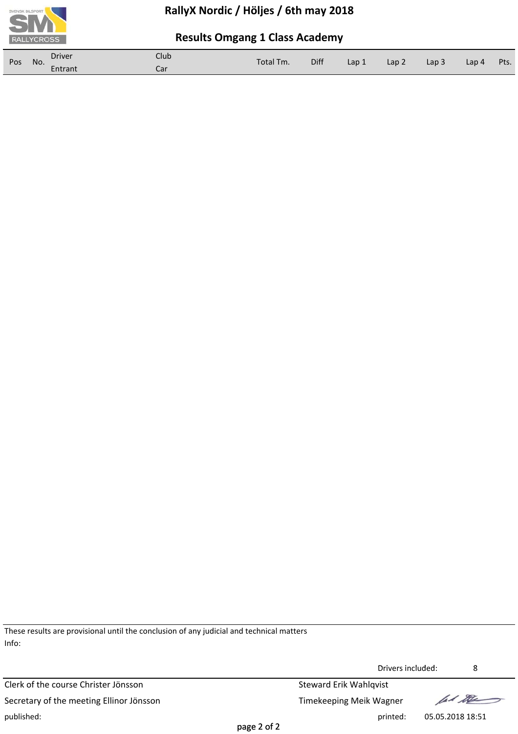# RallyX Nordic / Höljes / 6th may 2018

## Results Omgang 1 Class Academy

| Pos | No. | Driver<br>Entrant | Club<br>Car | Total Tm. | Diff | Lap 1 | Lap 2 | Lap 3 | Lap 4 | Pts. |
|---|---|---|---|---|---|---|---|---|---|---|

These results are provisional until the conclusion of any judicial and technical matters

Info:

Drivers included: 8

Clerk of the course Christer Jönsson

Secretary of the meeting Ellinor Jönsson

Steward Erik Wahlqvist

Timekeeping Meik Wagner

published:

printed: 05.05.2018 18:51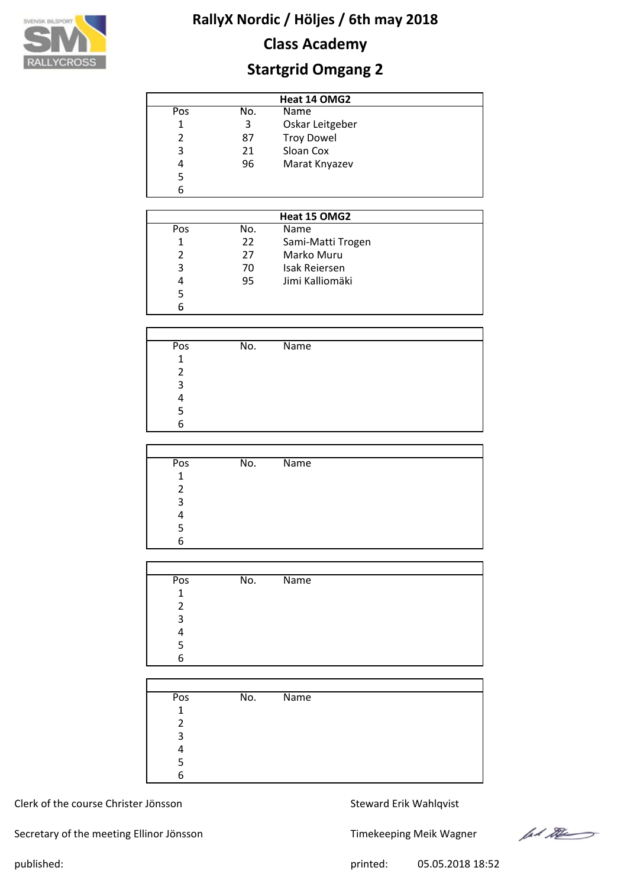# RallyX Nordic / Höljes / 6th may 2018

## Class Academy

## Startgrid Omgang 2

| Heat 14 OMG2 | | |
|---|---|---|
| Pos | No. | Name |
| 1 | 3 | Oskar Leitgeber |
| 2 | 87 | Troy Dowel |
| 3 | 21 | Sloan Cox |
| 4 | 96 | Marat Knyazev |
| 5 | | |
| 6 | | |

| Heat 15 OMG2 | | |
|---|---|---|
| Pos | No. | Name |
| 1 | 22 | Sami-Matti Trogen |
| 2 | 27 | Marko Muru |
| 3 | 70 | Isak Reiersen |
| 4 | 95 | Jimi Kalliomäki |
| 5 | | |
| 6 | | |

| Pos | No. | Name |
|---|---|---|
| 1 | | |
| 2 | | |
| 3 | | |
| 4 | | |
| 5 | | |
| 6 | | |

| Pos | No. | Name |
|---|---|---|
| 1 | | |
| 2 | | |
| 3 | | |
| 4 | | |
| 5 | | |
| 6 | | |

| Pos | No. | Name |
|---|---|---|
| 1 | | |
| 2 | | |
| 3 | | |
| 4 | | |
| 5 | | |
| 6 | | |

| Pos | No. | Name |
|---|---|---|
| 1 | | |
| 2 | | |
| 3 | | |
| 4 | | |
| 5 | | |
| 6 | | |

Clerk of the course Christer Jönsson

Steward Erik Wahlqvist

Secretary of the meeting Ellinor Jönsson

Timekeeping Meik Wagner

published:

printed: 05.05.2018 18:52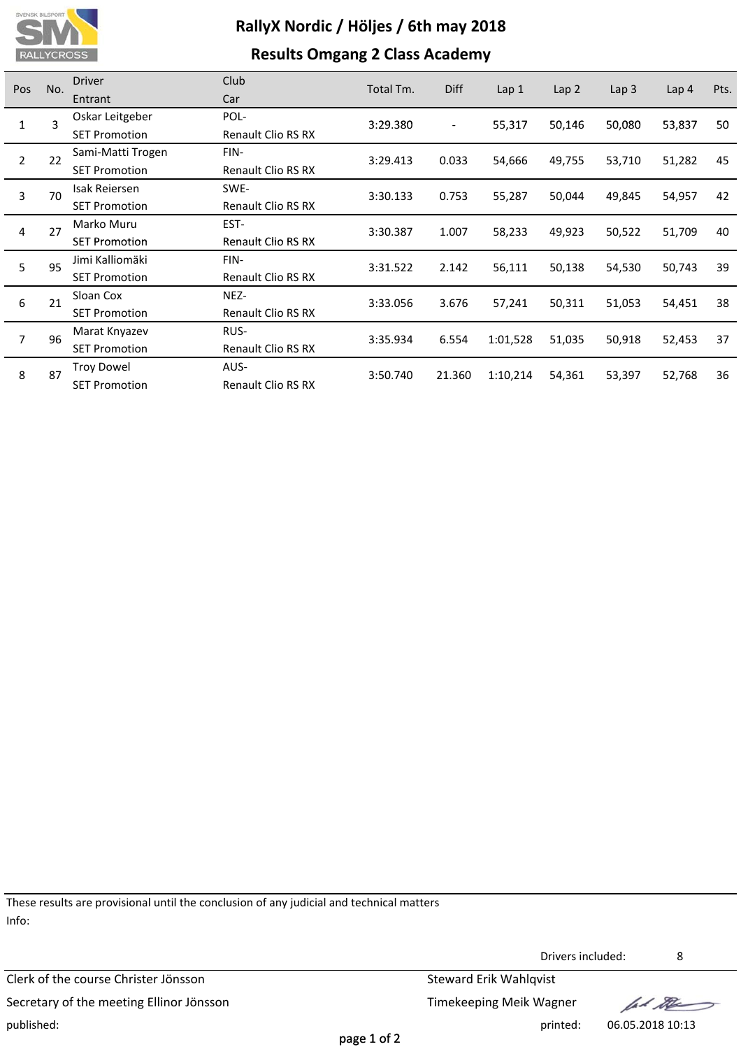# RallyX Nordic / Höljes / 6th may 2018

## Results Omgang 2 Class Academy

| Pos | No. | Driver / Entrant | Club / Car | Total Tm. | Diff | Lap 1 | Lap 2 | Lap 3 | Lap 4 | Pts. |
|---|---|---|---|---|---|---|---|---|---|---|
| 1 | 3 | Oskar Leitgeber / SET Promotion | POL- / Renault Clio RS RX | 3:29.380 | - | 55,317 | 50,146 | 50,080 | 53,837 | 50 |
| 2 | 22 | Sami-Matti Trogen / SET Promotion | FIN- / Renault Clio RS RX | 3:29.413 | 0.033 | 54,666 | 49,755 | 53,710 | 51,282 | 45 |
| 3 | 70 | Isak Reiersen / SET Promotion | SWE- / Renault Clio RS RX | 3:30.133 | 0.753 | 55,287 | 50,044 | 49,845 | 54,957 | 42 |
| 4 | 27 | Marko Muru / SET Promotion | EST- / Renault Clio RS RX | 3:30.387 | 1.007 | 58,233 | 49,923 | 50,522 | 51,709 | 40 |
| 5 | 95 | Jimi Kalliomäki / SET Promotion | FIN- / Renault Clio RS RX | 3:31.522 | 2.142 | 56,111 | 50,138 | 54,530 | 50,743 | 39 |
| 6 | 21 | Sloan Cox / SET Promotion | NEZ- / Renault Clio RS RX | 3:33.056 | 3.676 | 57,241 | 50,311 | 51,053 | 54,451 | 38 |
| 7 | 96 | Marat Knyazev / SET Promotion | RUS- / Renault Clio RS RX | 3:35.934 | 6.554 | 1:01,528 | 51,035 | 50,918 | 52,453 | 37 |
| 8 | 87 | Troy Dowel / SET Promotion | AUS- / Renault Clio RS RX | 3:50.740 | 21.360 | 1:10,214 | 54,361 | 53,397 | 52,768 | 36 |

These results are provisional until the conclusion of any judicial and technical matters

Info:

Drivers included: 8

Clerk of the course Christer Jönsson

Secretary of the meeting Ellinor Jönsson

Steward Erik Wahlqvist

Timekeeping Meik Wagner

published:

printed: 06.05.2018 10:13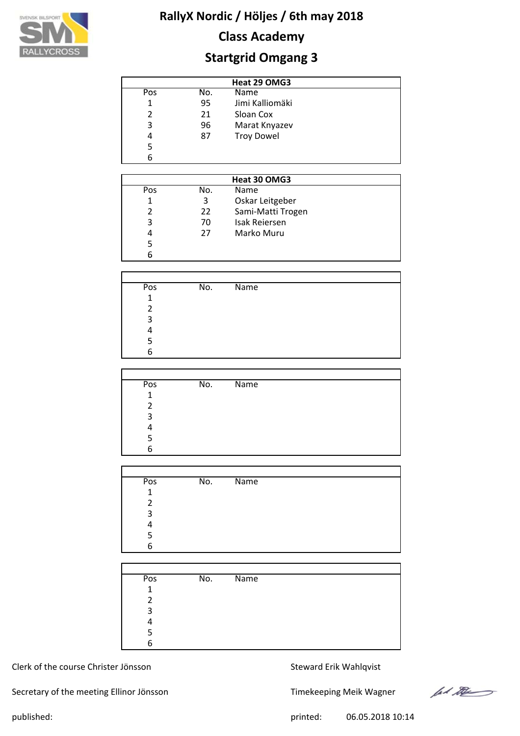# RallyX Nordic / Höljes / 6th may 2018

## Class Academy

## Startgrid Omgang 3

| Heat 29 OMG3 | | |
|---|---|---|
| Pos | No. | Name |
| 1 | 95 | Jimi Kalliomäki |
| 2 | 21 | Sloan Cox |
| 3 | 96 | Marat Knyazev |
| 4 | 87 | Troy Dowel |
| 5 | | |
| 6 | | |

| Heat 30 OMG3 | | |
|---|---|---|
| Pos | No. | Name |
| 1 | 3 | Oskar Leitgeber |
| 2 | 22 | Sami-Matti Trogen |
| 3 | 70 | Isak Reiersen |
| 4 | 27 | Marko Muru |
| 5 | | |
| 6 | | |

| Pos | No. | Name |
|---|---|---|
| 1 | | |
| 2 | | |
| 3 | | |
| 4 | | |
| 5 | | |
| 6 | | |

| Pos | No. | Name |
|---|---|---|
| 1 | | |
| 2 | | |
| 3 | | |
| 4 | | |
| 5 | | |
| 6 | | |

| Pos | No. | Name |
|---|---|---|
| 1 | | |
| 2 | | |
| 3 | | |
| 4 | | |
| 5 | | |
| 6 | | |

| Pos | No. | Name |
|---|---|---|
| 1 | | |
| 2 | | |
| 3 | | |
| 4 | | |
| 5 | | |
| 6 | | |

Clerk of the course Christer Jönsson

Steward Erik Wahlqvist

Secretary of the meeting Ellinor Jönsson

Timekeeping Meik Wagner

published:

printed: 06.05.2018 10:14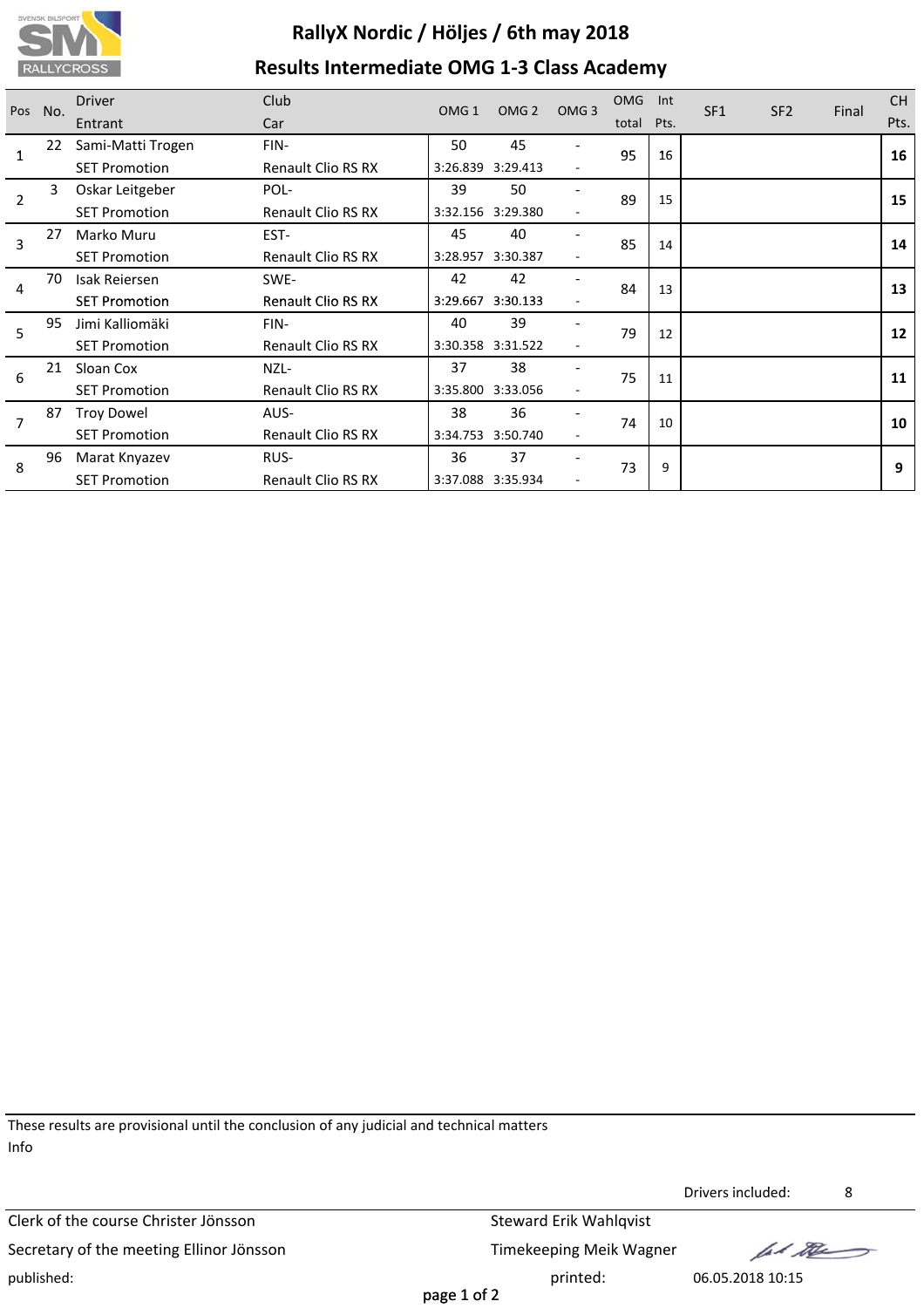# RallyX Nordic / Höljes / 6th may 2018

## Results Intermediate OMG 1-3 Class Academy

| Pos | No. | Driver / Entrant | Club / Car | OMG 1 | OMG 2 | OMG 3 | OMG total | Int Pts. | SF1 | SF2 | Final | CH Pts. |
|---|---|---|---|---|---|---|---|---|---|---|---|---|
| 1 | 22 | Sami-Matti Trogen<br>SET Promotion | FIN-<br>Renault Clio RS RX | 50<br>3:26.839 | 45<br>3:29.413 | -<br>- | 95 | 16 | | | | **16** |
| 2 | 3 | Oskar Leitgeber<br>SET Promotion | POL-<br>Renault Clio RS RX | 39<br>3:32.156 | 50<br>3:29.380 | -<br>- | 89 | 15 | | | | **15** |
| 3 | 27 | Marko Muru<br>SET Promotion | EST-<br>Renault Clio RS RX | 45<br>3:28.957 | 40<br>3:30.387 | -<br>- | 85 | 14 | | | | **14** |
| 4 | 70 | Isak Reiersen<br>SET Promotion | SWE-<br>Renault Clio RS RX | 42<br>3:29.667 | 42<br>3:30.133 | -<br>- | 84 | 13 | | | | **13** |
| 5 | 95 | Jimi Kalliomäki<br>SET Promotion | FIN-<br>Renault Clio RS RX | 40<br>3:30.358 | 39<br>3:31.522 | -<br>- | 79 | 12 | | | | **12** |
| 6 | 21 | Sloan Cox<br>SET Promotion | NZL-<br>Renault Clio RS RX | 37<br>3:35.800 | 38<br>3:33.056 | -<br>- | 75 | 11 | | | | **11** |
| 7 | 87 | Troy Dowel<br>SET Promotion | AUS-<br>Renault Clio RS RX | 38<br>3:34.753 | 36<br>3:50.740 | -<br>- | 74 | 10 | | | | **10** |
| 8 | 96 | Marat Knyazev<br>SET Promotion | RUS-<br>Renault Clio RS RX | 36<br>3:37.088 | 37<br>3:35.934 | -<br>- | 73 | 9 | | | | **9** |

These results are provisional until the conclusion of any judicial and technical matters

Info

Drivers included: 8

Clerk of the course Christer Jönsson
Steward Erik Wahlqvist

Secretary of the meeting Ellinor Jönsson
Timekeeping Meik Wagner

published:
printed: 06.05.2018 10:15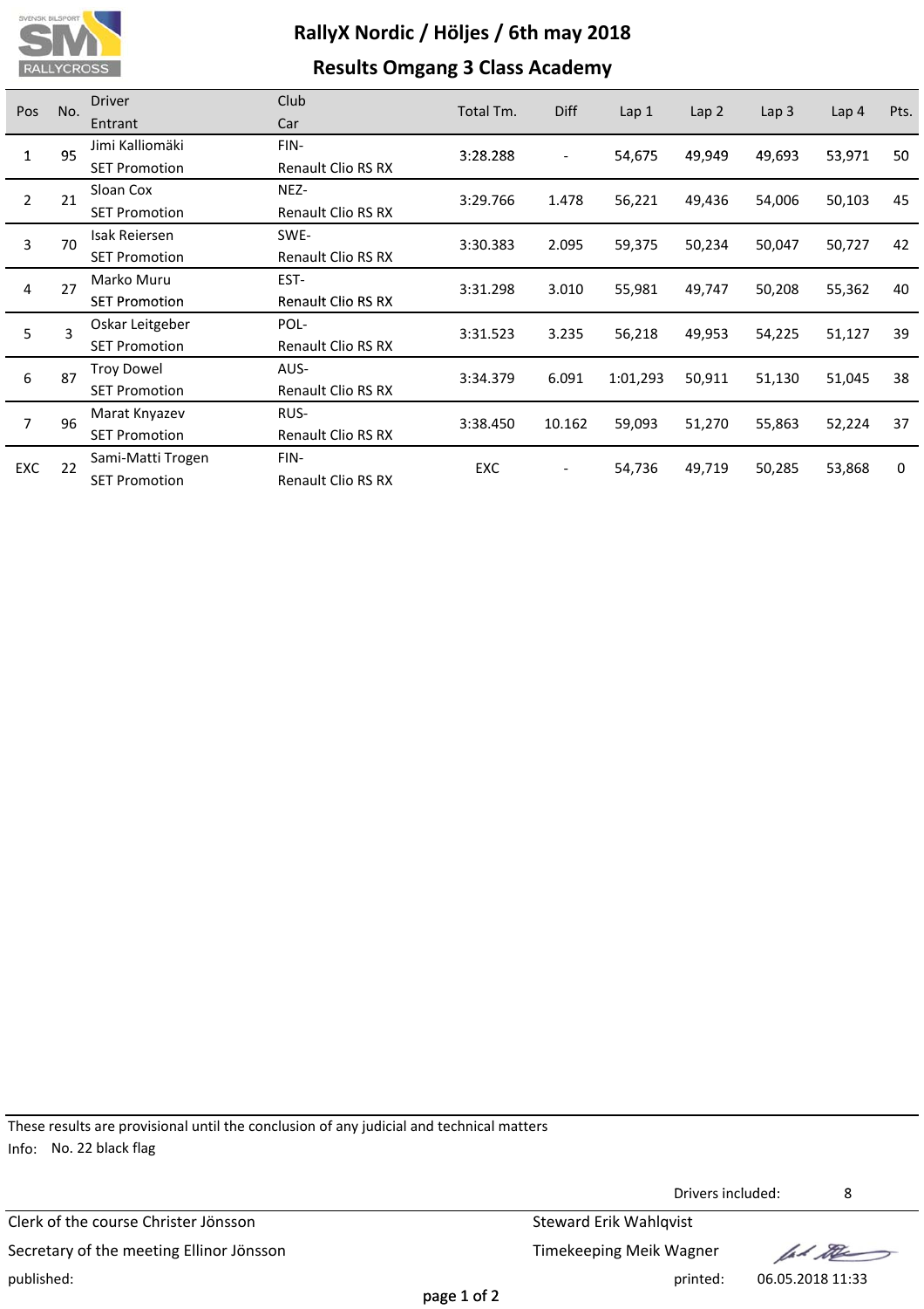# RallyX Nordic / Höljes / 6th may 2018

## Results Omgang 3 Class Academy

| Pos | No. | Driver / Entrant | Club / Car | Total Tm. | Diff | Lap 1 | Lap 2 | Lap 3 | Lap 4 | Pts. |
|---|---|---|---|---|---|---|---|---|---|---|
| 1 | 95 | Jimi Kalliomäki<br>SET Promotion | FIN-<br>Renault Clio RS RX | 3:28.288 | - | 54,675 | 49,949 | 49,693 | 53,971 | 50 |
| 2 | 21 | Sloan Cox<br>SET Promotion | NEZ-<br>Renault Clio RS RX | 3:29.766 | 1.478 | 56,221 | 49,436 | 54,006 | 50,103 | 45 |
| 3 | 70 | Isak Reiersen<br>SET Promotion | SWE-<br>Renault Clio RS RX | 3:30.383 | 2.095 | 59,375 | 50,234 | 50,047 | 50,727 | 42 |
| 4 | 27 | Marko Muru<br>SET Promotion | EST-<br>Renault Clio RS RX | 3:31.298 | 3.010 | 55,981 | 49,747 | 50,208 | 55,362 | 40 |
| 5 | 3 | Oskar Leitgeber<br>SET Promotion | POL-<br>Renault Clio RS RX | 3:31.523 | 3.235 | 56,218 | 49,953 | 54,225 | 51,127 | 39 |
| 6 | 87 | Troy Dowel<br>SET Promotion | AUS-<br>Renault Clio RS RX | 3:34.379 | 6.091 | 1:01,293 | 50,911 | 51,130 | 51,045 | 38 |
| 7 | 96 | Marat Knyazev<br>SET Promotion | RUS-<br>Renault Clio RS RX | 3:38.450 | 10.162 | 59,093 | 51,270 | 55,863 | 52,224 | 37 |
| EXC | 22 | Sami-Matti Trogen<br>SET Promotion | FIN-<br>Renault Clio RS RX | EXC | - | 54,736 | 49,719 | 50,285 | 53,868 | 0 |

These results are provisional until the conclusion of any judicial and technical matters

Info: No. 22 black flag

Drivers included: 8

Clerk of the course Christer Jönsson
Secretary of the meeting Ellinor Jönsson
published:

Steward Erik Wahlqvist
Timekeeping Meik Wagner
printed: 06.05.2018 11:33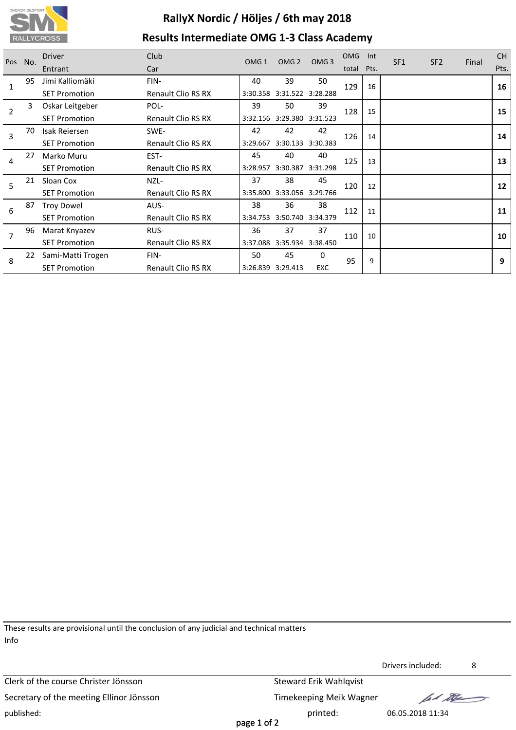# RallyX Nordic / Höljes / 6th may 2018

## Results Intermediate OMG 1-3 Class Academy

| Pos | No. | Driver / Entrant | Club / Car | OMG 1 | OMG 2 | OMG 3 | OMG total | Int Pts. | SF1 | SF2 | Final | CH Pts. |
|---|---|---|---|---|---|---|---|---|---|---|---|---|
| 1 | 95 | Jimi Kalliomäki<br>SET Promotion | FIN-<br>Renault Clio RS RX | 40<br>3:30.358 | 39<br>3:31.522 | 50<br>3:28.288 | 129 | 16 | | | | **16** |
| 2 | 3 | Oskar Leitgeber<br>SET Promotion | POL-<br>Renault Clio RS RX | 39<br>3:32.156 | 50<br>3:29.380 | 39<br>3:31.523 | 128 | 15 | | | | **15** |
| 3 | 70 | Isak Reiersen<br>SET Promotion | SWE-<br>Renault Clio RS RX | 42<br>3:29.667 | 42<br>3:30.133 | 42<br>3:30.383 | 126 | 14 | | | | **14** |
| 4 | 27 | Marko Muru<br>SET Promotion | EST-<br>Renault Clio RS RX | 45<br>3:28.957 | 40<br>3:30.387 | 40<br>3:31.298 | 125 | 13 | | | | **13** |
| 5 | 21 | Sloan Cox<br>SET Promotion | NZL-<br>Renault Clio RS RX | 37<br>3:35.800 | 38<br>3:33.056 | 45<br>3:29.766 | 120 | 12 | | | | **12** |
| 6 | 87 | Troy Dowel<br>SET Promotion | AUS-<br>Renault Clio RS RX | 38<br>3:34.753 | 36<br>3:50.740 | 38<br>3:34.379 | 112 | 11 | | | | **11** |
| 7 | 96 | Marat Knyazev<br>SET Promotion | RUS-<br>Renault Clio RS RX | 36<br>3:37.088 | 37<br>3:35.934 | 37<br>3:38.450 | 110 | 10 | | | | **10** |
| 8 | 22 | Sami-Matti Trogen<br>SET Promotion | FIN-<br>Renault Clio RS RX | 50<br>3:26.839 | 45<br>3:29.413 | 0<br>EXC | 95 | 9 | | | | **9** |

These results are provisional until the conclusion of any judicial and technical matters

Info

Drivers included: 8

Clerk of the course Christer Jönsson

Secretary of the meeting Ellinor Jönsson

Steward Erik Wahlqvist

Timekeeping Meik Wagner

published:

printed: 06.05.2018 11:34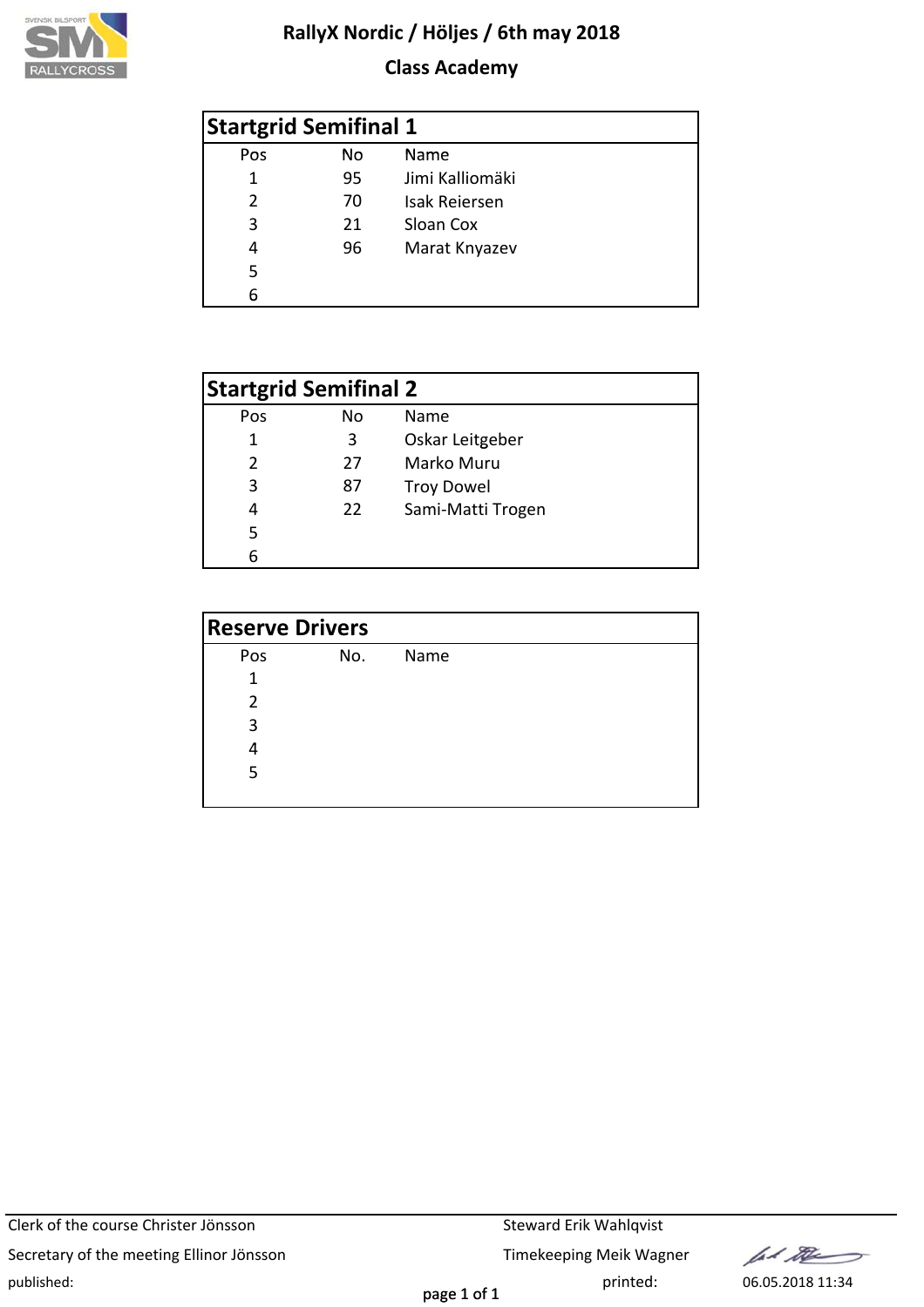# RallyX Nordic / Höljes / 6th may 2018

## Class Academy

### Startgrid Semifinal 1

| Pos | No | Name |
|---|---|---|
| 1 | 95 | Jimi Kalliomäki |
| 2 | 70 | Isak Reiersen |
| 3 | 21 | Sloan Cox |
| 4 | 96 | Marat Knyazev |
| 5 | | |
| 6 | | |

### Startgrid Semifinal 2

| Pos | No | Name |
|---|---|---|
| 1 | 3 | Oskar Leitgeber |
| 2 | 27 | Marko Muru |
| 3 | 87 | Troy Dowel |
| 4 | 22 | Sami-Matti Trogen |
| 5 | | |
| 6 | | |

### Reserve Drivers

| Pos | No. | Name |
|---|---|---|
| 1 | | |
| 2 | | |
| 3 | | |
| 4 | | |
| 5 | | |

Clerk of the course Christer Jönsson

Secretary of the meeting Ellinor Jönsson

Steward Erik Wahlqvist

Timekeeping Meik Wagner

published:

printed: 06.05.2018 11:34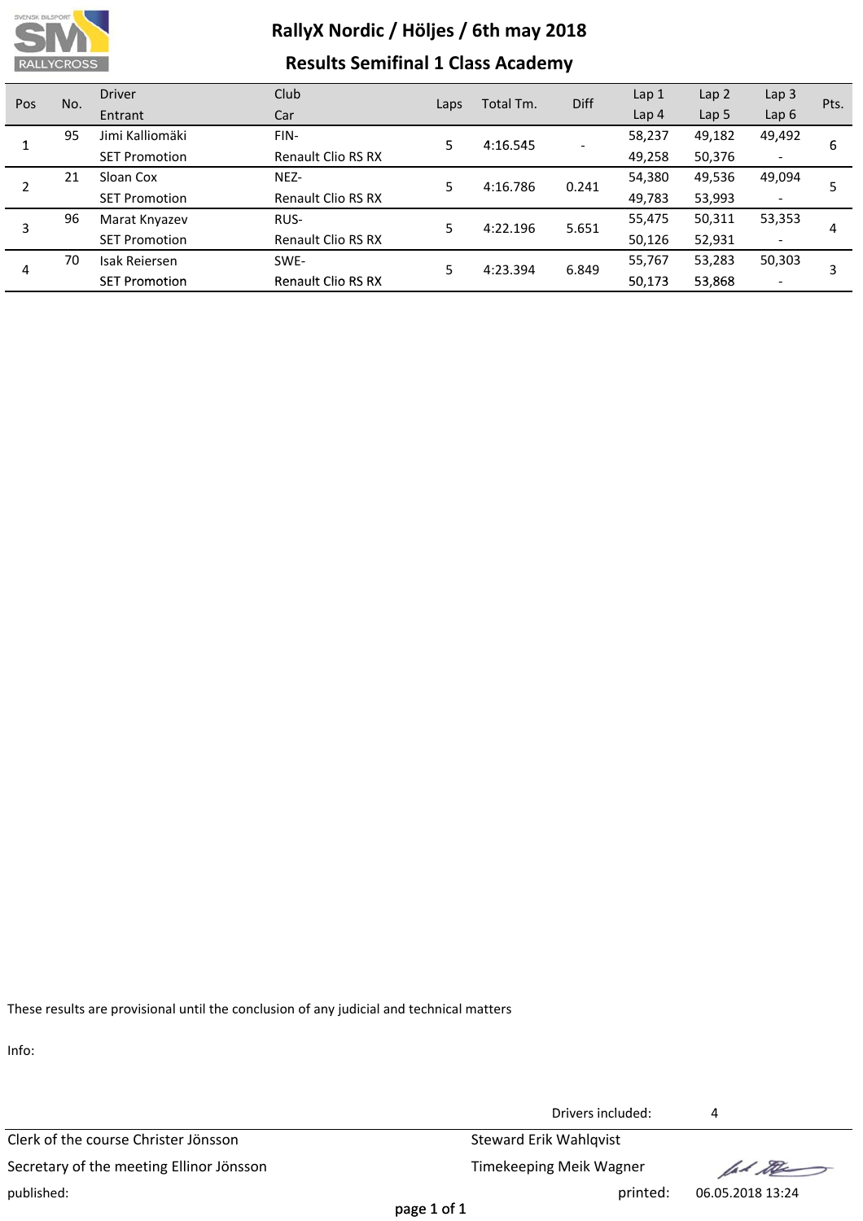# RallyX Nordic / Höljes / 6th may 2018

## Results Semifinal 1 Class Academy

| Pos | No. | Driver / Entrant | Club / Car | Laps | Total Tm. | Diff | Lap 1 / Lap 4 | Lap 2 / Lap 5 | Lap 3 / Lap 6 | Pts. |
|---|---|---|---|---|---|---|---|---|---|---|
| 1 | 95 | Jimi Kalliomäki | FIN- | 5 | 4:16.545 | - | 58,237 | 49,182 | 49,492 | 6 |
| | | SET Promotion | Renault Clio RS RX | | | | 49,258 | 50,376 | - | |
| 2 | 21 | Sloan Cox | NEZ- | 5 | 4:16.786 | 0.241 | 54,380 | 49,536 | 49,094 | 5 |
| | | SET Promotion | Renault Clio RS RX | | | | 49,783 | 53,993 | - | |
| 3 | 96 | Marat Knyazev | RUS- | 5 | 4:22.196 | 5.651 | 55,475 | 50,311 | 53,353 | 4 |
| | | SET Promotion | Renault Clio RS RX | | | | 50,126 | 52,931 | - | |
| 4 | 70 | Isak Reiersen | SWE- | 5 | 4:23.394 | 6.849 | 55,767 | 53,283 | 50,303 | 3 |
| | | SET Promotion | Renault Clio RS RX | | | | 50,173 | 53,868 | - | |

These results are provisional until the conclusion of any judicial and technical matters

Info:

Drivers included: 4

Clerk of the course Christer Jönsson

Steward Erik Wahlqvist

Secretary of the meeting Ellinor Jönsson

Timekeeping Meik Wagner

published:

printed: 06.05.2018 13:24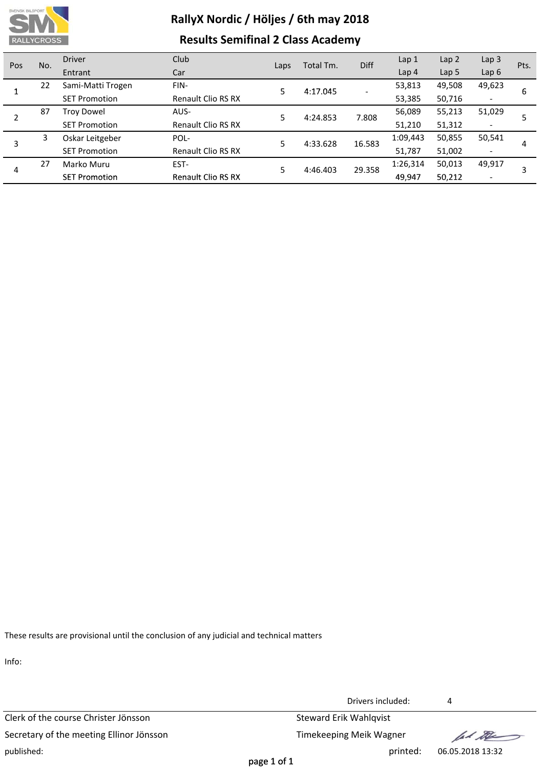# RallyX Nordic / Höljes / 6th may 2018

## Results Semifinal 2 Class Academy

| Pos | No. | Driver / Entrant | Club / Car | Laps | Total Tm. | Diff | Lap 1 / Lap 4 | Lap 2 / Lap 5 | Lap 3 / Lap 6 | Pts. |
|---|---|---|---|---|---|---|---|---|---|---|
| 1 | 22 | Sami-Matti Trogen | FIN- | 5 | 4:17.045 | - | 53,813 | 49,508 | 49,623 | 6 |
| | | SET Promotion | Renault Clio RS RX | | | | 53,385 | 50,716 | - | |
| 2 | 87 | Troy Dowel | AUS- | 5 | 4:24.853 | 7.808 | 56,089 | 55,213 | 51,029 | 5 |
| | | SET Promotion | Renault Clio RS RX | | | | 51,210 | 51,312 | - | |
| 3 | 3 | Oskar Leitgeber | POL- | 5 | 4:33.628 | 16.583 | 1:09,443 | 50,855 | 50,541 | 4 |
| | | SET Promotion | Renault Clio RS RX | | | | 51,787 | 51,002 | - | |
| 4 | 27 | Marko Muru | EST- | 5 | 4:46.403 | 29.358 | 1:26,314 | 50,013 | 49,917 | 3 |
| | | SET Promotion | Renault Clio RS RX | | | | 49,947 | 50,212 | - | |

These results are provisional until the conclusion of any judicial and technical matters

Info:

Drivers included: 4

Clerk of the course Christer Jönsson

Steward Erik Wahlqvist

Secretary of the meeting Ellinor Jönsson

Timekeeping Meik Wagner

published:

printed: 06.05.2018 13:32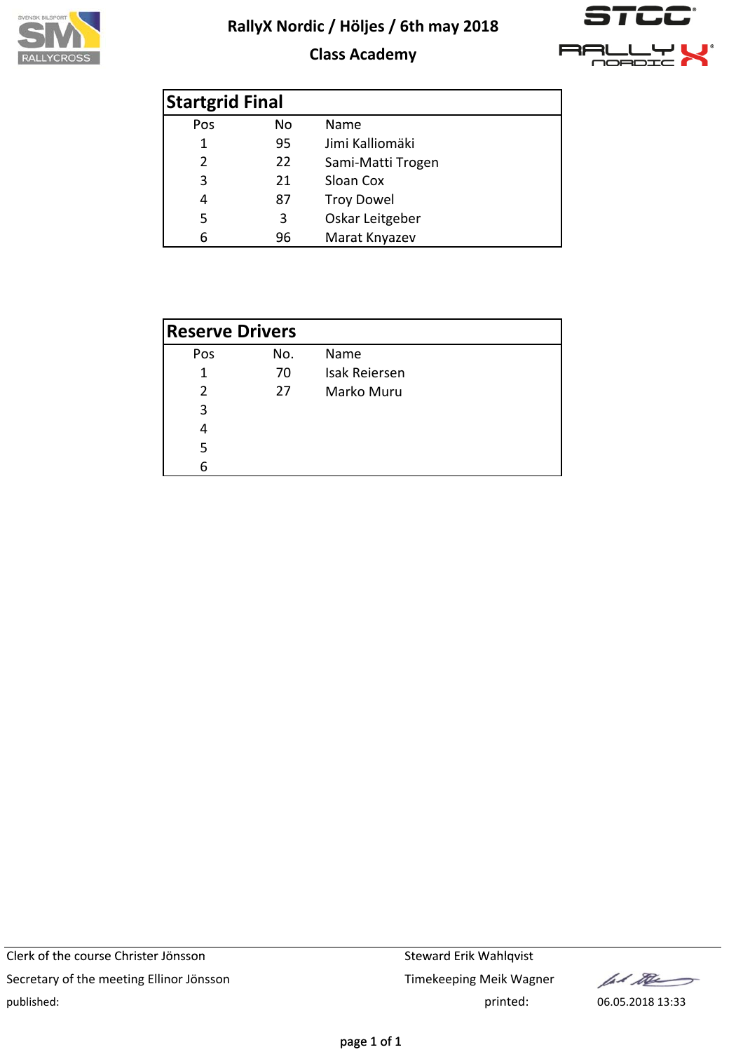# RallyX Nordic / Höljes / 6th may 2018

## Class Academy

| Startgrid Final | | |
|---|---|---|
| Pos | No | Name |
| 1 | 95 | Jimi Kalliomäki |
| 2 | 22 | Sami-Matti Trogen |
| 3 | 21 | Sloan Cox |
| 4 | 87 | Troy Dowel |
| 5 | 3 | Oskar Leitgeber |
| 6 | 96 | Marat Knyazev |

| Reserve Drivers | | |
|---|---|---|
| Pos | No. | Name |
| 1 | 70 | Isak Reiersen |
| 2 | 27 | Marko Muru |
| 3 | | |
| 4 | | |
| 5 | | |
| 6 | | |

Clerk of the course Christer Jönsson

Steward Erik Wahlqvist

Secretary of the meeting Ellinor Jönsson

Timekeeping Meik Wagner

published:

printed: 06.05.2018 13:33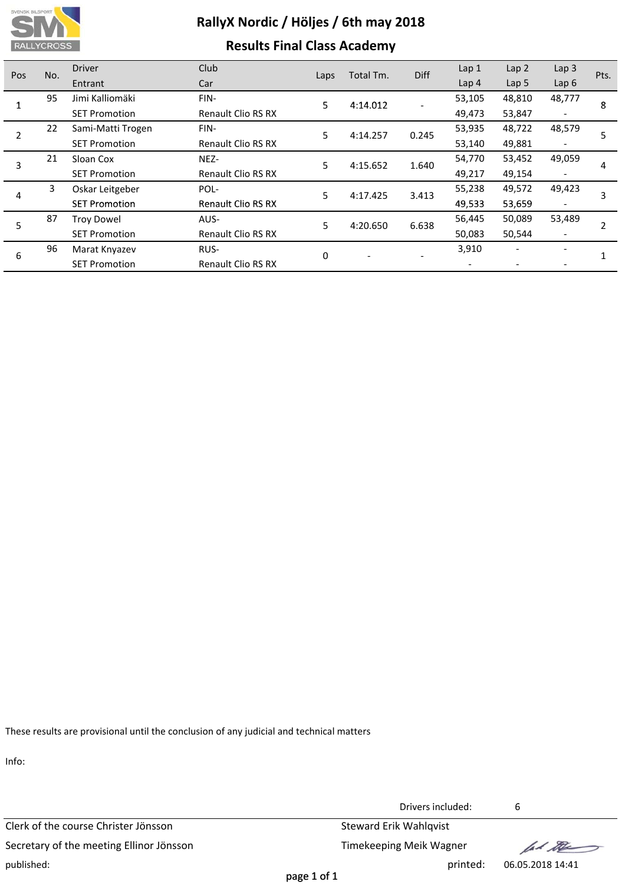# RallyX Nordic / Höljes / 6th may 2018

## Results Final Class Academy

| Pos | No. | Driver / Entrant | Club / Car | Laps | Total Tm. | Diff | Lap 1 / Lap 4 | Lap 2 / Lap 5 | Lap 3 / Lap 6 | Pts. |
|---|---|---|---|---|---|---|---|---|---|---|
| 1 | 95 | Jimi Kalliomäki | FIN- | 5 | 4:14.012 | - | 53,105 | 48,810 | 48,777 | 8 |
| | | SET Promotion | Renault Clio RS RX | | | | 49,473 | 53,847 | - | |
| 2 | 22 | Sami-Matti Trogen | FIN- | 5 | 4:14.257 | 0.245 | 53,935 | 48,722 | 48,579 | 5 |
| | | SET Promotion | Renault Clio RS RX | | | | 53,140 | 49,881 | - | |
| 3 | 21 | Sloan Cox | NEZ- | 5 | 4:15.652 | 1.640 | 54,770 | 53,452 | 49,059 | 4 |
| | | SET Promotion | Renault Clio RS RX | | | | 49,217 | 49,154 | - | |
| 4 | 3 | Oskar Leitgeber | POL- | 5 | 4:17.425 | 3.413 | 55,238 | 49,572 | 49,423 | 3 |
| | | SET Promotion | Renault Clio RS RX | | | | 49,533 | 53,659 | - | |
| 5 | 87 | Troy Dowel | AUS- | 5 | 4:20.650 | 6.638 | 56,445 | 50,089 | 53,489 | 2 |
| | | SET Promotion | Renault Clio RS RX | | | | 50,083 | 50,544 | - | |
| 6 | 96 | Marat Knyazev | RUS- | 0 | - | - | 3,910 | - | - | 1 |
| | | SET Promotion | Renault Clio RS RX | | | | - | - | - | |

These results are provisional until the conclusion of any judicial and technical matters

Info:

Drivers included: 6

Clerk of the course Christer Jönsson

Steward Erik Wahlqvist

Secretary of the meeting Ellinor Jönsson

Timekeeping Meik Wagner

published:

printed: 06.05.2018 14:41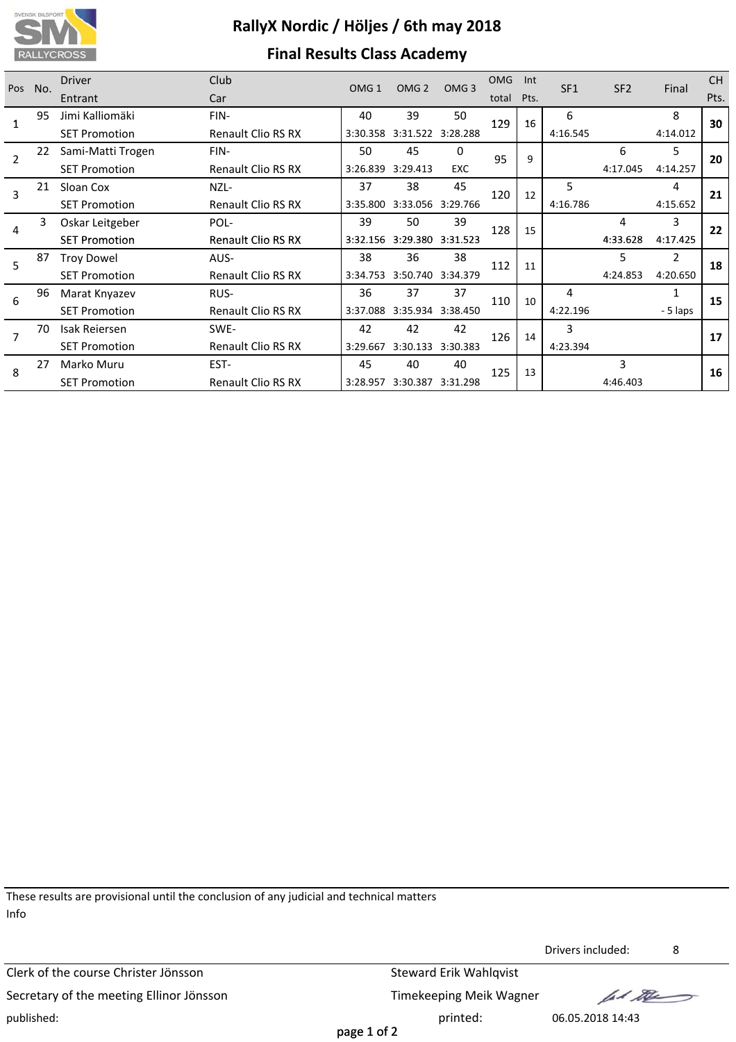# RallyX Nordic / Höljes / 6th may 2018

## Final Results Class Academy

| Pos | No. | Driver / Entrant | Club / Car | OMG 1 | OMG 2 | OMG 3 | OMG total | Int Pts. | SF1 | SF2 | Final | CH Pts. |
|---|---|---|---|---|---|---|---|---|---|---|---|---|
| 1 | 95 | Jimi Kalliomäki / SET Promotion | FIN- / Renault Clio RS RX | 40 3:30.358 | 39 3:31.522 | 50 3:28.288 | 129 | 16 | 6 4:16.545 | | 8 4:14.012 | **30** |
| 2 | 22 | Sami-Matti Trogen / SET Promotion | FIN- / Renault Clio RS RX | 50 3:26.839 | 45 3:29.413 | 0 EXC | 95 | 9 | | 6 4:17.045 | 5 4:14.257 | **20** |
| 3 | 21 | Sloan Cox / SET Promotion | NZL- / Renault Clio RS RX | 37 3:35.800 | 38 3:33.056 | 45 3:29.766 | 120 | 12 | 5 4:16.786 | | 4 4:15.652 | **21** |
| 4 | 3 | Oskar Leitgeber / SET Promotion | POL- / Renault Clio RS RX | 39 3:32.156 | 50 3:29.380 | 39 3:31.523 | 128 | 15 | | 4 4:33.628 | 3 4:17.425 | **22** |
| 5 | 87 | Troy Dowel / SET Promotion | AUS- / Renault Clio RS RX | 38 3:34.753 | 36 3:50.740 | 38 3:34.379 | 112 | 11 | | 5 4:24.853 | 2 4:20.650 | **18** |
| 6 | 96 | Marat Knyazev / SET Promotion | RUS- / Renault Clio RS RX | 36 3:37.088 | 37 3:35.934 | 37 3:38.450 | 110 | 10 | 4 4:22.196 | | 1 - 5 laps | **15** |
| 7 | 70 | Isak Reiersen / SET Promotion | SWE- / Renault Clio RS RX | 42 3:29.667 | 42 3:30.133 | 42 3:30.383 | 126 | 14 | 3 4:23.394 | | | **17** |
| 8 | 27 | Marko Muru / SET Promotion | EST- / Renault Clio RS RX | 45 3:28.957 | 40 3:30.387 | 40 3:31.298 | 125 | 13 | | 3 4:46.403 | | **16** |

These results are provisional until the conclusion of any judicial and technical matters

Info

Drivers included: 8

Clerk of the course Christer Jönsson

Secretary of the meeting Ellinor Jönsson

Steward Erik Wahlqvist

Timekeeping Meik Wagner

published:

printed: 06.05.2018 14:43